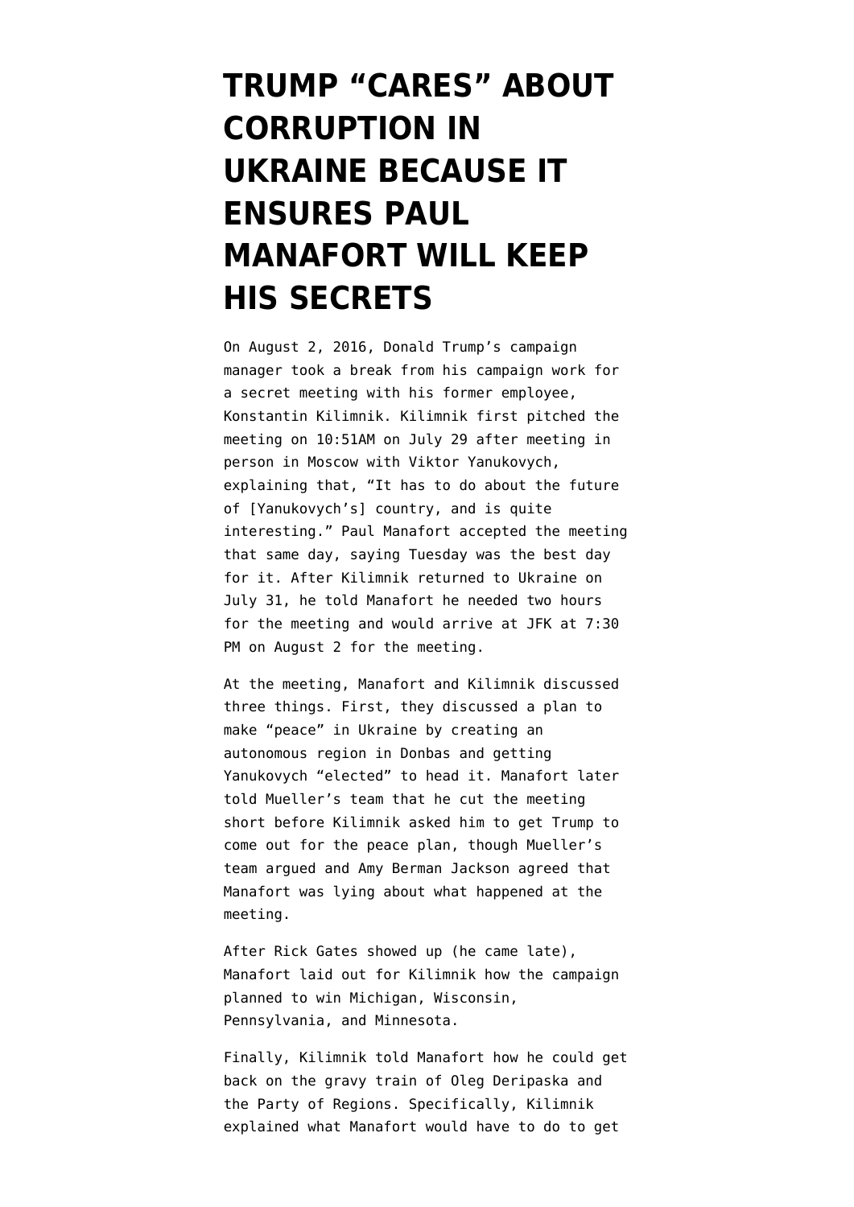# TRUMP "CARES" ABOUT CORRUPTION IN UKRAINE BECAUSE IT ENSURES PAUL MANAFORT WILL KEEP HIS SECRETS

On August 2, 2016, Donald Trump's campaign manager took a break from his campaign work for a secret meeting with his former employee, Konstantin Kilimnik. Kilimnik first pitched the meeting on 10:51AM on July 29 after meeting in person in Moscow with Viktor Yanukovych, explaining that, "It has to do about the future of [Yanukovych's] country, and is quite interesting." Paul Manafort accepted the meeting that same day, saying Tuesday was the best day for it. After Kilimnik returned to Ukraine on July 31, he told Manafort he needed two hours for the meeting and would arrive at JFK at 7:30 PM on August 2 for the meeting.

At the meeting, Manafort and Kilimnik discussed three things. First, they discussed a plan to make "peace" in Ukraine by creating an autonomous region in Donbas and getting Yanukovych "elected" to head it. Manafort later told Mueller's team that he cut the meeting short before Kilimnik asked him to get Trump to come out for the peace plan, though Mueller's team argued and Amy Berman Jackson agreed that Manafort was lying about what happened at the meeting.

After Rick Gates showed up (he came late), Manafort laid out for Kilimnik how the campaign planned to win Michigan, Wisconsin, Pennsylvania, and Minnesota.

Finally, Kilimnik told Manafort how he could get back on the gravy train of Oleg Deripaska and the Party of Regions. Specifically, Kilimnik explained what Manafort would have to do to get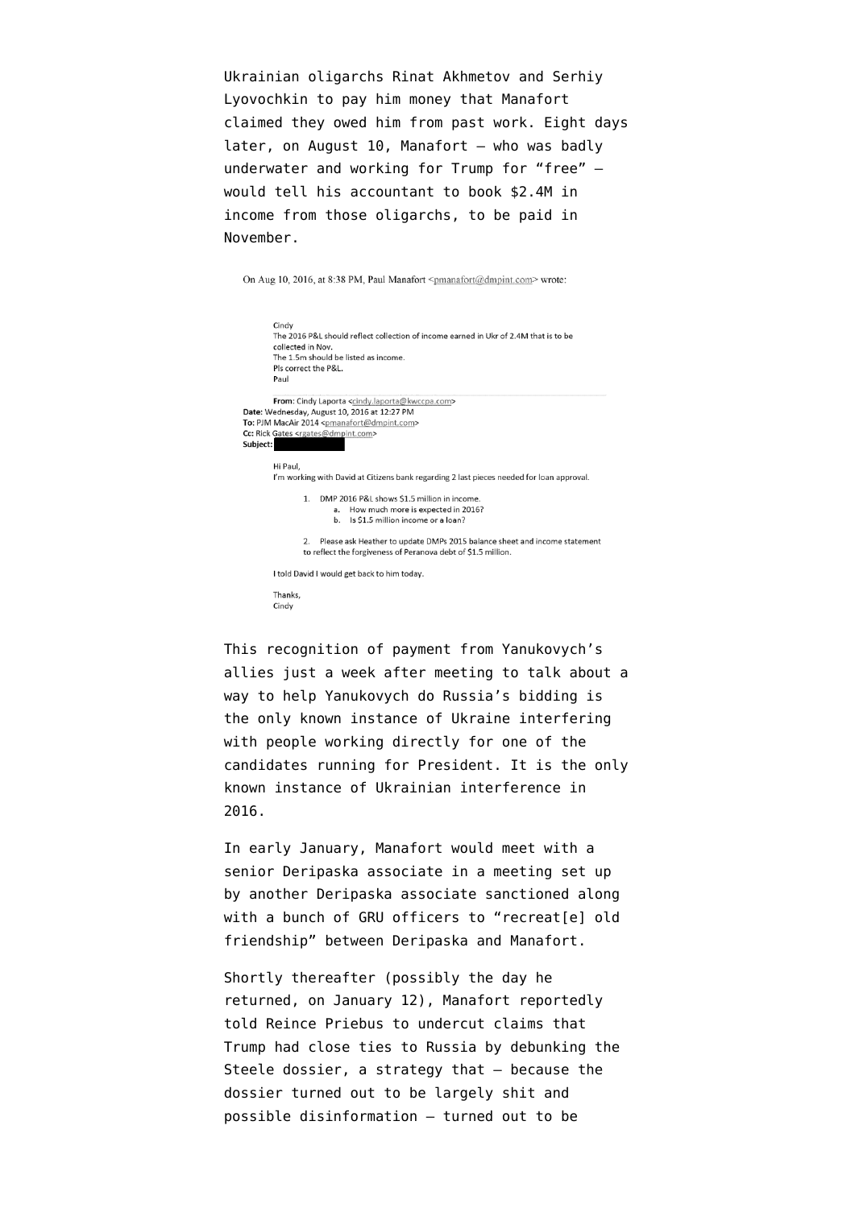Ukrainian oligarchs Rinat Akhmetov and Serhiy Lyovochkin to pay him money that Manafort claimed they owed him from past work. Eight days later, on August 10, Manafort — who was badly underwater and working for Trump for "free" — would tell his accountant to book $2.4M in income from those oligarchs, to be paid in November.

On Aug 10, 2016, at 8:38 PM, Paul Manafort <pmanafort@dmpint.com> wrote:

> Cindy
> The 2016 P&L should reflect collection of income earned in Ukr of 2.4M that is to be collected in Nov.
> The 1.5m should be listed as income.
> Pls correct the P&L.
> Paul
>
> **From:** Cindy Laporta <cindy.laporta@kwccpa.com>
> **Date:** Wednesday, August 10, 2016 at 12:27 PM
> **To:** PJM MacAir 2014 <pmanafort@dmpint.com>
> **Cc:** Rick Gates <rgates@dmpint.com>
> **Subject:** [redacted]
>
> Hi Paul,
> I'm working with David at Citizens bank regarding 2 last pieces needed for loan approval.
>
> 1. DMP 2016 P&L shows $1.5 million in income.
>    a. How much more is expected in 2016?
>    b. Is $1.5 million income or a loan?
> 2. Please ask Heather to update DMPs 2015 balance sheet and income statement to reflect the forgiveness of Peranova debt of $1.5 million.
>
> I told David I would get back to him today.
>
> Thanks,
> Cindy

This recognition of payment from Yanukovych's allies just a week after meeting to talk about a way to help Yanukovych do Russia's bidding is the only known instance of Ukraine interfering with people working directly for one of the candidates running for President. It is the only known instance of Ukrainian interference in 2016.

In early January, Manafort would meet with a senior Deripaska associate in a meeting set up by another Deripaska associate sanctioned along with a bunch of GRU officers to "recreat[e] old friendship" between Deripaska and Manafort.

Shortly thereafter (possibly the day he returned, on January 12), Manafort reportedly told Reince Priebus to undercut claims that Trump had close ties to Russia by debunking the Steele dossier, a strategy that — because the dossier turned out to be largely shit and possible disinformation — turned out to be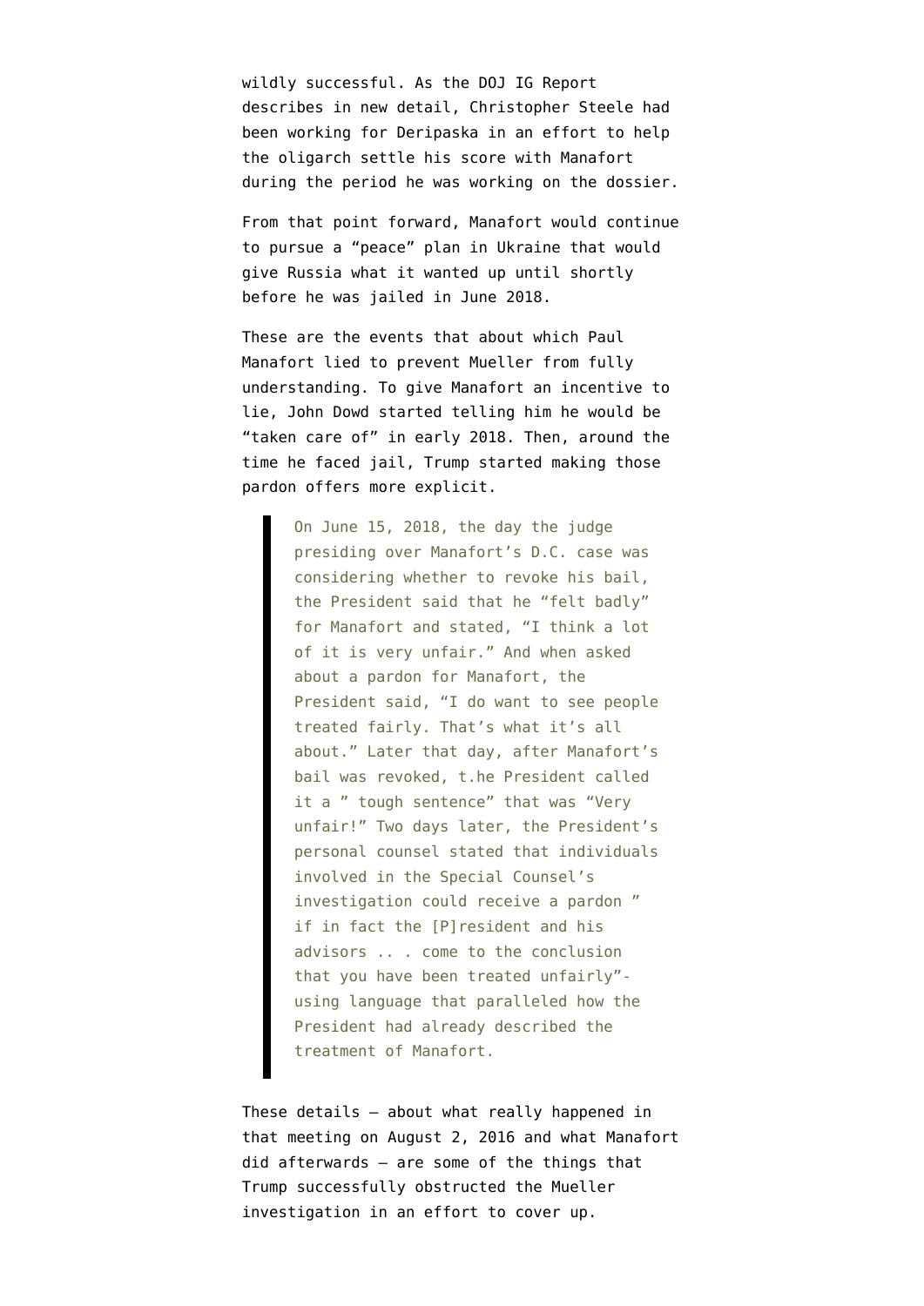wildly successful. As the DOJ IG Report describes in new detail, Christopher Steele had been working for Deripaska in an effort to help the oligarch settle his score with Manafort during the period he was working on the dossier.

From that point forward, Manafort would continue to pursue a "peace" plan in Ukraine that would give Russia what it wanted up until shortly before he was jailed in June 2018.

These are the events that about which Paul Manafort lied to prevent Mueller from fully understanding. To give Manafort an incentive to lie, John Dowd started telling him he would be "taken care of" in early 2018. Then, around the time he faced jail, Trump started making those pardon offers more explicit.

> On June 15, 2018, the day the judge presiding over Manafort's D.C. case was considering whether to revoke his bail, the President said that he "felt badly" for Manafort and stated, "I think a lot of it is very unfair." And when asked about a pardon for Manafort, the President said, "I do want to see people treated fairly. That's what it's all about." Later that day, after Manafort's bail was revoked, t.he President called it a " tough sentence" that was "Very unfair!" Two days later, the President's personal counsel stated that individuals involved in the Special Counsel's investigation could receive a pardon " if in fact the [P]resident and his advisors .. . come to the conclusion that you have been treated unfairly"- using language that paralleled how the President had already described the treatment of Manafort.

These details — about what really happened in that meeting on August 2, 2016 and what Manafort did afterwards — are some of the things that Trump successfully obstructed the Mueller investigation in an effort to cover up.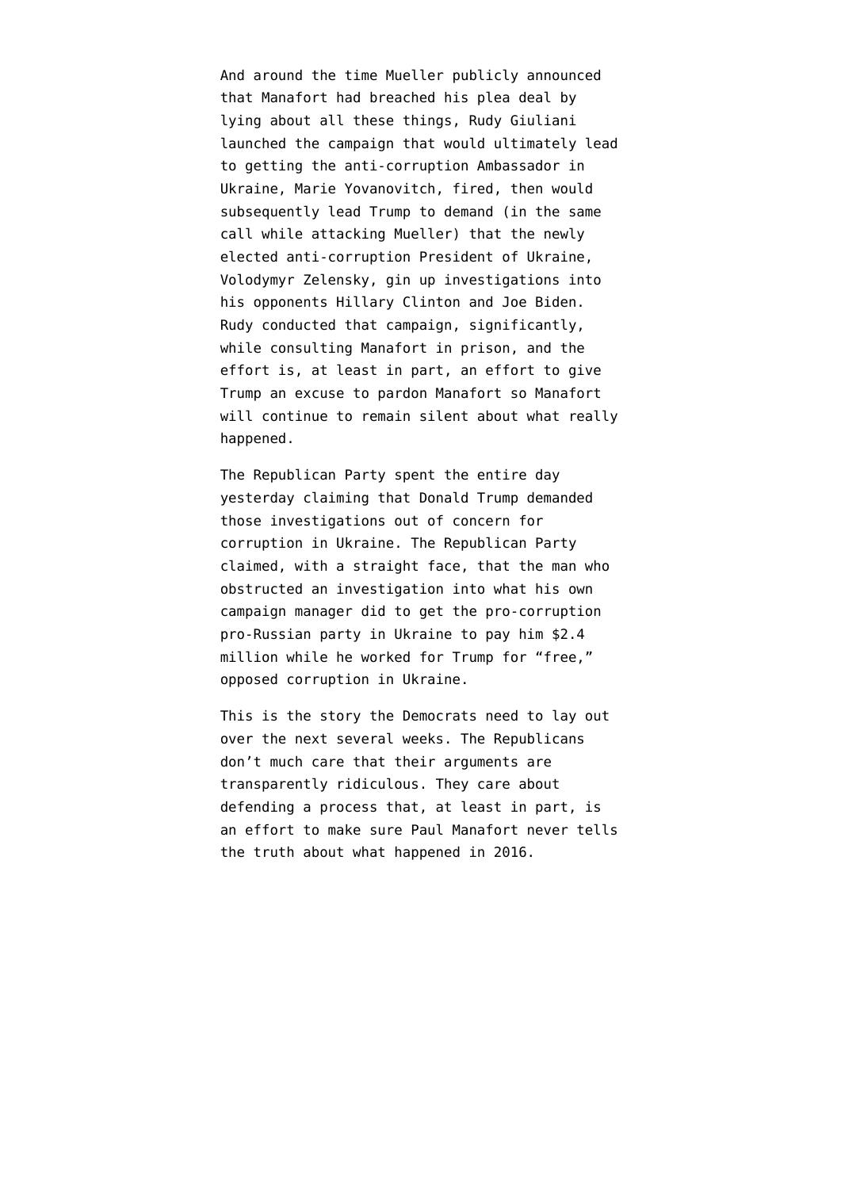And around the time Mueller publicly announced that Manafort had breached his plea deal by lying about all these things, Rudy Giuliani launched the campaign that would ultimately lead to getting the anti-corruption Ambassador in Ukraine, Marie Yovanovitch, fired, then would subsequently lead Trump to demand (in the same call while attacking Mueller) that the newly elected anti-corruption President of Ukraine, Volodymyr Zelensky, gin up investigations into his opponents Hillary Clinton and Joe Biden. Rudy conducted that campaign, significantly, while consulting Manafort in prison, and the effort is, at least in part, an effort to give Trump an excuse to pardon Manafort so Manafort will continue to remain silent about what really happened.

The Republican Party spent the entire day yesterday claiming that Donald Trump demanded those investigations out of concern for corruption in Ukraine. The Republican Party claimed, with a straight face, that the man who obstructed an investigation into what his own campaign manager did to get the pro-corruption pro-Russian party in Ukraine to pay him $2.4 million while he worked for Trump for "free," opposed corruption in Ukraine.

This is the story the Democrats need to lay out over the next several weeks. The Republicans don't much care that their arguments are transparently ridiculous. They care about defending a process that, at least in part, is an effort to make sure Paul Manafort never tells the truth about what happened in 2016.